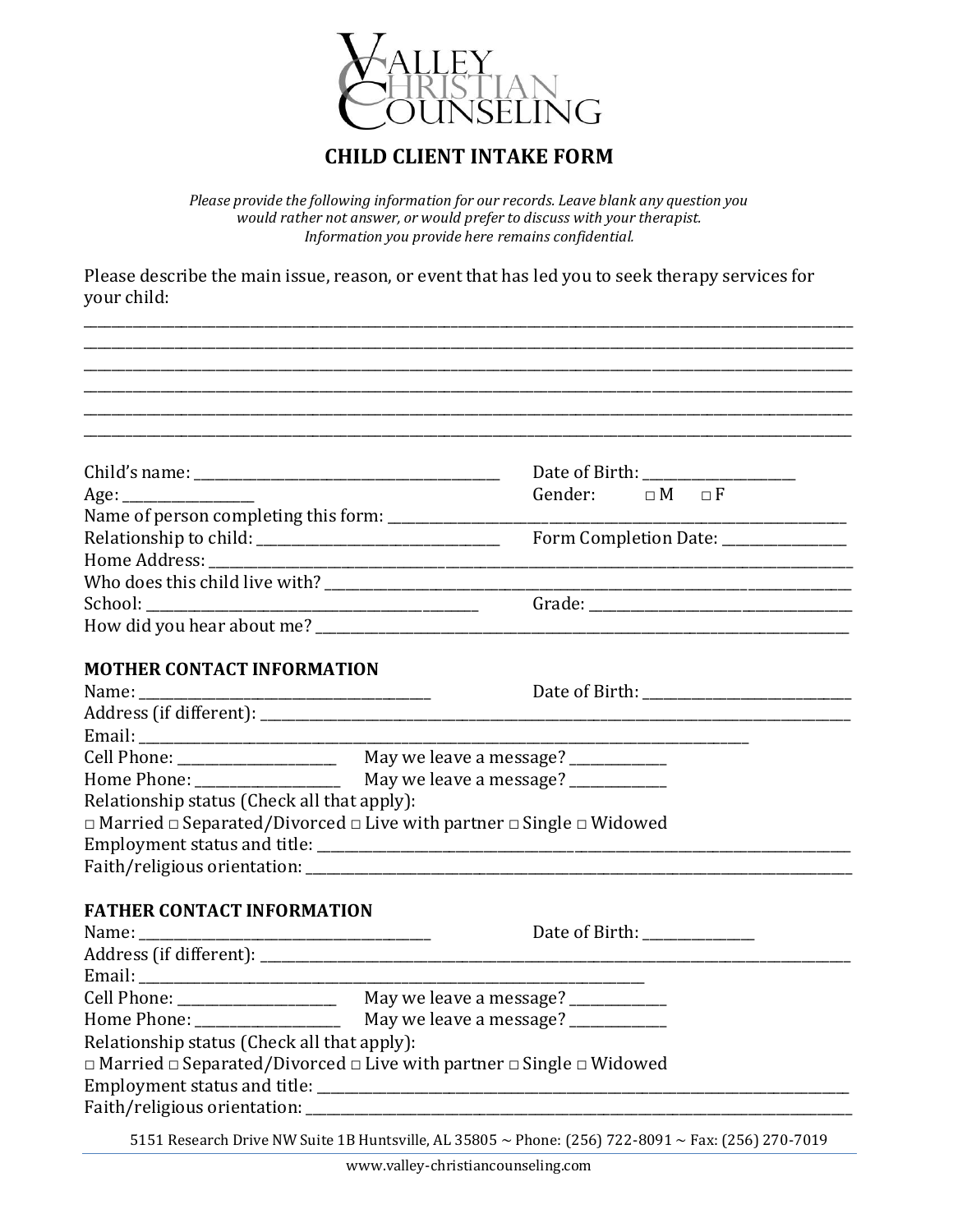Valley Christian Counseling

# CHILD CLIENT INTAKE FORM

*Please provide the following information for our records. Leave blank any question you would rather not answer, or would prefer to discuss with your therapist. Information you provide here remains confidential.*

Please describe the main issue, reason, or event that has led you to seek therapy services for your child:

______________________________________________________________________________________________
______________________________________________________________________________________________
______________________________________________________________________________________________
______________________________________________________________________________________________
______________________________________________________________________________________________
______________________________________________________________________________________________

Child's name: ________________________________________ Date of Birth: ___________________

Age: _______________ Gender: □ M □ F

Name of person completing this form: _____________________________________________________________

Relationship to child: ______________________________ Form Completion Date: _______________

Home Address: ______________________________________________________________________________

Who does this child live with? ___________________________________________________________________

School: __________________________________________ Grade: _________________________________

How did you hear about me? _____________________________________________________________________

**MOTHER CONTACT INFORMATION**

Name: ________________________________________ Date of Birth: ___________________________

Address (if different): ______________________________________________________________________

Email: ______________________________________________________________________________

Cell Phone: _____________________ May we leave a message? _____________

Home Phone: ___________________ May we leave a message? _____________

Relationship status (Check all that apply):

□ Married □ Separated/Divorced □ Live with partner □ Single □ Widowed

Employment status and title: _____________________________________________________________

Faith/religious orientation: ______________________________________________________________

**FATHER CONTACT INFORMATION**

Name: ________________________________________ Date of Birth: _______________

Address (if different): ______________________________________________________________________

Email: ______________________________________________________________________________

Cell Phone: _____________________ May we leave a message? _____________

Home Phone: ___________________ May we leave a message? _____________

Relationship status (Check all that apply):

□ Married □ Separated/Divorced □ Live with partner □ Single □ Widowed

Employment status and title: _____________________________________________________________

Faith/religious orientation: ______________________________________________________________

5151 Research Drive NW Suite 1B Huntsville, AL 35805 ~ Phone: (256) 722-8091 ~ Fax: (256) 270-7019

www.valley-christiancounseling.com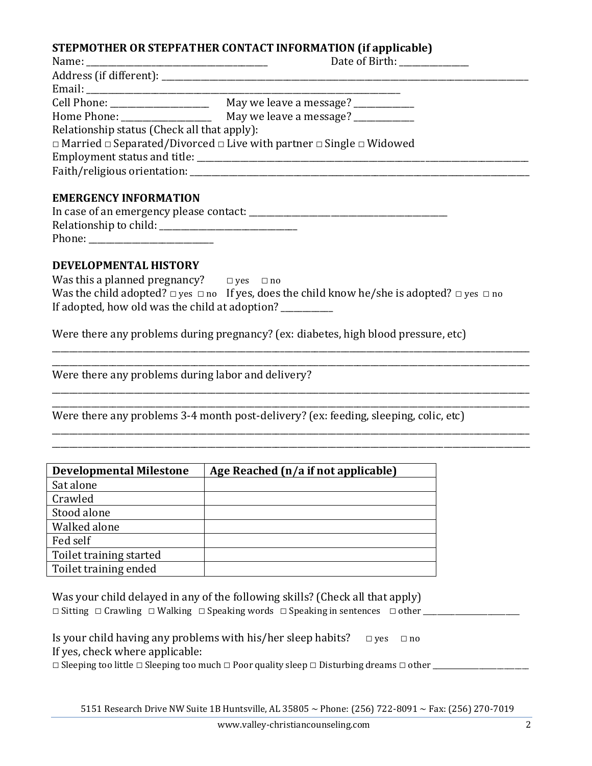### STEPMOTHER OR STEPFATHER CONTACT INFORMATION (if applicable)

Name: _______________________________________ Date of Birth: ______________

Address (if different): ____________________________________________________________________________________

Email: ____________________________________________________________________

Cell Phone: _____________________ May we leave a message? _____________

Home Phone: ___________________ May we leave a message? _____________

Relationship status (Check all that apply):

□ Married □ Separated/Divorced □ Live with partner □ Single □ Widowed

Employment status and title: ___________________________________________________________________________

Faith/religious orientation: ____________________________________________________________________________

### EMERGENCY INFORMATION

In case of an emergency please contact: __________________________________________

Relationship to child: ____________________________

Phone: __________________________

### DEVELOPMENTAL HISTORY

Was this a planned pregnancy? □ yes □ no

Was the child adopted? □ yes □ no If yes, does the child know he/she is adopted? □ yes □ no

If adopted, how old was the child at adoption? ___________

Were there any problems during pregnancy? (ex: diabetes, high blood pressure, etc)

____________________________________________________________________________________________________

____________________________________________________________________________________________________

Were there any problems during labor and delivery?

____________________________________________________________________________________________________

____________________________________________________________________________________________________

Were there any problems 3-4 month post-delivery? (ex: feeding, sleeping, colic, etc)

____________________________________________________________________________________________________

____________________________________________________________________________________________________

| Developmental Milestone | Age Reached (n/a if not applicable) |
|---|---|
| Sat alone | |
| Crawled | |
| Stood alone | |
| Walked alone | |
| Fed self | |
| Toilet training started | |
| Toilet training ended | |

Was your child delayed in any of the following skills? (Check all that apply)

□ Sitting □ Crawling □ Walking □ Speaking words □ Speaking in sentences □ other ________________________

Is your child having any problems with his/her sleep habits? □ yes □ no

If yes, check where applicable:

□ Sleeping too little □ Sleeping too much □ Poor quality sleep □ Disturbing dreams □ other ________________________

5151 Research Drive NW Suite 1B Huntsville, AL 35805 ~ Phone: (256) 722-8091 ~ Fax: (256) 270-7019

www.valley-christiancounseling.com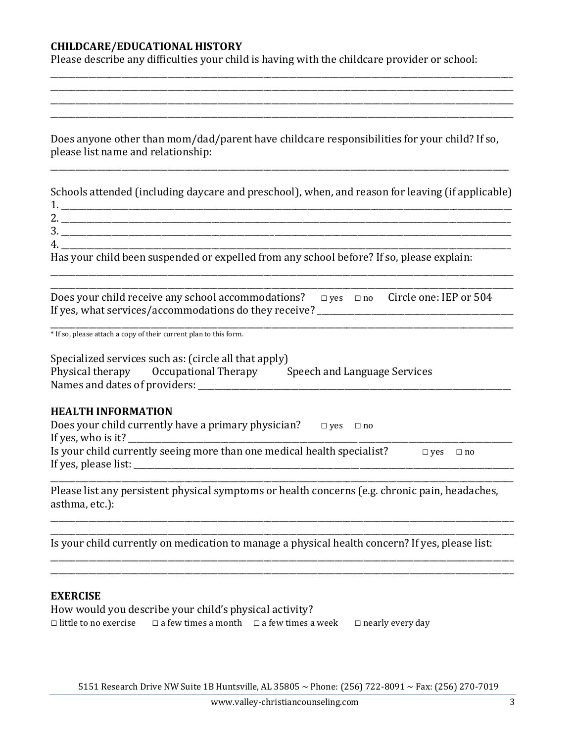## CHILDCARE/EDUCATIONAL HISTORY

Please describe any difficulties your child is having with the childcare provider or school:

_______________________________________________________________________________
_______________________________________________________________________________
_______________________________________________________________________________
_______________________________________________________________________________

Does anyone other than mom/dad/parent have childcare responsibilities for your child? If so, please list name and relationship:

_______________________________________________________________________________

Schools attended (including daycare and preschool), when, and reason for leaving (if applicable)

1. _____________________________________________________________________________
2. _____________________________________________________________________________
3. _____________________________________________________________________________
4. _____________________________________________________________________________

Has your child been suspended or expelled from any school before? If so, please explain:

_______________________________________________________________________________
_______________________________________________________________________________

Does your child receive any school accommodations? □ yes □ no Circle one: IEP or 504

If yes, what services/accommodations do they receive? ____________________________
_______________________________________________________________________________

* If so, please attach a copy of their current plan to this form.

Specialized services such as: (circle all that apply)

Physical therapy Occupational Therapy Speech and Language Services

Names and dates of providers: ____________________________________________________

## HEALTH INFORMATION

Does your child currently have a primary physician? □ yes □ no

If yes, who is it? ________________________________________________________________

Is your child currently seeing more than one medical health specialist? □ yes □ no

If yes, please list: ________________________________________________________________
_______________________________________________________________________________

Please list any persistent physical symptoms or health concerns (e.g. chronic pain, headaches, asthma, etc.):

_______________________________________________________________________________
_______________________________________________________________________________

Is your child currently on medication to manage a physical health concern? If yes, please list:

_______________________________________________________________________________
_______________________________________________________________________________

## EXERCISE

How would you describe your child's physical activity?

□ little to no exercise □ a few times a month □ a few times a week □ nearly every day

5151 Research Drive NW Suite 1B Huntsville, AL 35805 ~ Phone: (256) 722-8091 ~ Fax: (256) 270-7019

www.valley-christiancounseling.com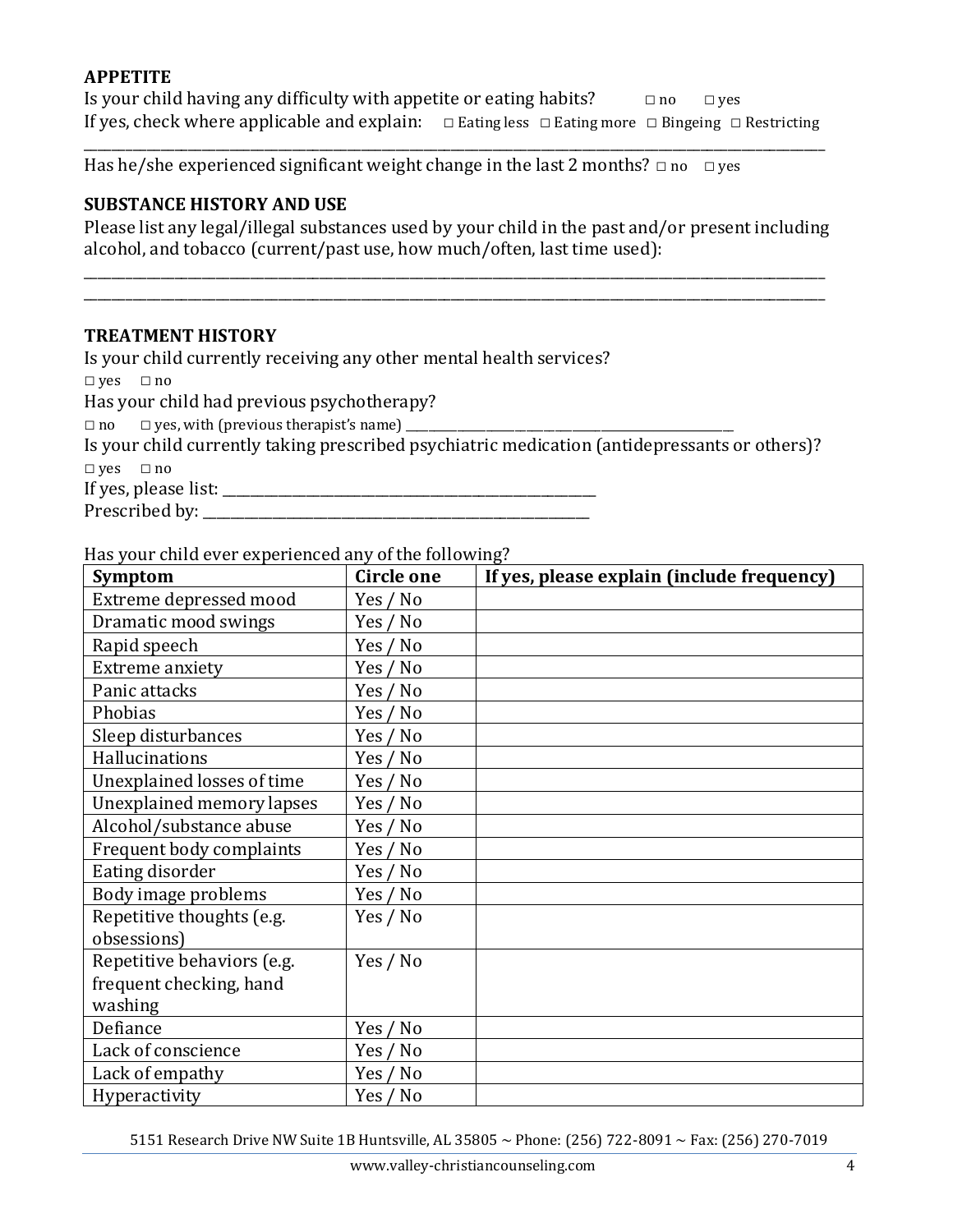## APPETITE

Is your child having any difficulty with appetite or eating habits? □ no □ yes

If yes, check where applicable and explain: □ Eating less □ Eating more □ Bingeing □ Restricting

_______________________________________________________________________________________________

Has he/she experienced significant weight change in the last 2 months? □ no □ yes

## SUBSTANCE HISTORY AND USE

Please list any legal/illegal substances used by your child in the past and/or present including alcohol, and tobacco (current/past use, how much/often, last time used):

_______________________________________________________________________________________________

_______________________________________________________________________________________________

## TREATMENT HISTORY

Is your child currently receiving any other mental health services?

□ yes □ no

Has your child had previous psychotherapy?

□ no □ yes, with (previous therapist's name) ______________________________________________

Is your child currently taking prescribed psychiatric medication (antidepressants or others)?

□ yes □ no

If yes, please list: ______________________________________________

Prescribed by: ______________________________________________

Has your child ever experienced any of the following?

| Symptom | Circle one | If yes, please explain (include frequency) |
|---|---|---|
| Extreme depressed mood | Yes / No | |
| Dramatic mood swings | Yes / No | |
| Rapid speech | Yes / No | |
| Extreme anxiety | Yes / No | |
| Panic attacks | Yes / No | |
| Phobias | Yes / No | |
| Sleep disturbances | Yes / No | |
| Hallucinations | Yes / No | |
| Unexplained losses of time | Yes / No | |
| Unexplained memory lapses | Yes / No | |
| Alcohol/substance abuse | Yes / No | |
| Frequent body complaints | Yes / No | |
| Eating disorder | Yes / No | |
| Body image problems | Yes / No | |
| Repetitive thoughts (e.g. obsessions) | Yes / No | |
| Repetitive behaviors (e.g. frequent checking, hand washing | Yes / No | |
| Defiance | Yes / No | |
| Lack of conscience | Yes / No | |
| Lack of empathy | Yes / No | |
| Hyperactivity | Yes / No | |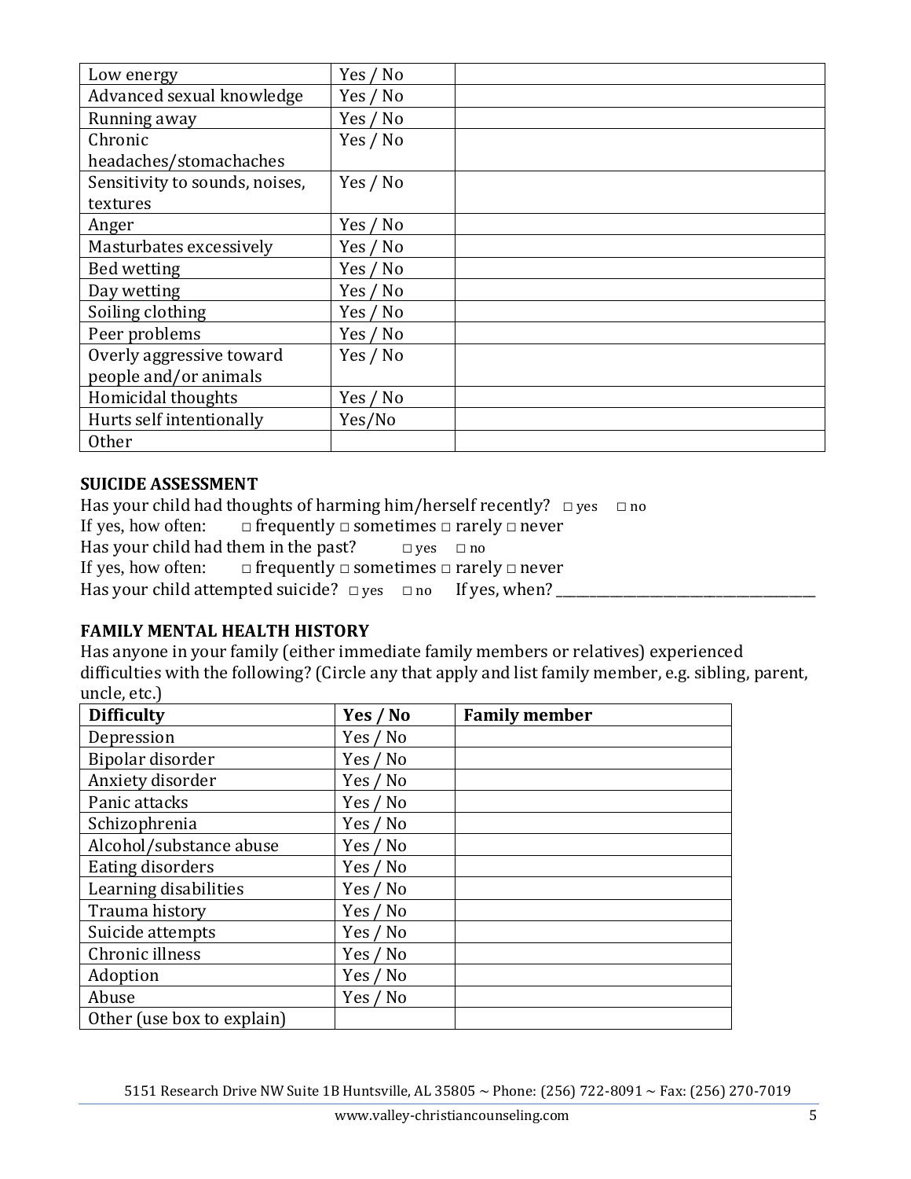| | | |
|---|---|---|
| Low energy | Yes / No | |
| Advanced sexual knowledge | Yes / No | |
| Running away | Yes / No | |
| Chronic headaches/stomachaches | Yes / No | |
| Sensitivity to sounds, noises, textures | Yes / No | |
| Anger | Yes / No | |
| Masturbates excessively | Yes / No | |
| Bed wetting | Yes / No | |
| Day wetting | Yes / No | |
| Soiling clothing | Yes / No | |
| Peer problems | Yes / No | |
| Overly aggressive toward people and/or animals | Yes / No | |
| Homicidal thoughts | Yes / No | |
| Hurts self intentionally | Yes/No | |
| Other | | |

**SUICIDE ASSESSMENT**

Has your child had thoughts of harming him/herself recently? □ yes □ no

If yes, how often: □ frequently □ sometimes □ rarely □ never

Has your child had them in the past? □ yes □ no

If yes, how often: □ frequently □ sometimes □ rarely □ never

Has your child attempted suicide? □ yes □ no If yes, when? ______________________________

**FAMILY MENTAL HEALTH HISTORY**

Has anyone in your family (either immediate family members or relatives) experienced difficulties with the following? (Circle any that apply and list family member, e.g. sibling, parent, uncle, etc.)

| **Difficulty** | **Yes / No** | **Family member** |
|---|---|---|
| Depression | Yes / No | |
| Bipolar disorder | Yes / No | |
| Anxiety disorder | Yes / No | |
| Panic attacks | Yes / No | |
| Schizophrenia | Yes / No | |
| Alcohol/substance abuse | Yes / No | |
| Eating disorders | Yes / No | |
| Learning disabilities | Yes / No | |
| Trauma history | Yes / No | |
| Suicide attempts | Yes / No | |
| Chronic illness | Yes / No | |
| Adoption | Yes / No | |
| Abuse | Yes / No | |
| Other (use box to explain) | | |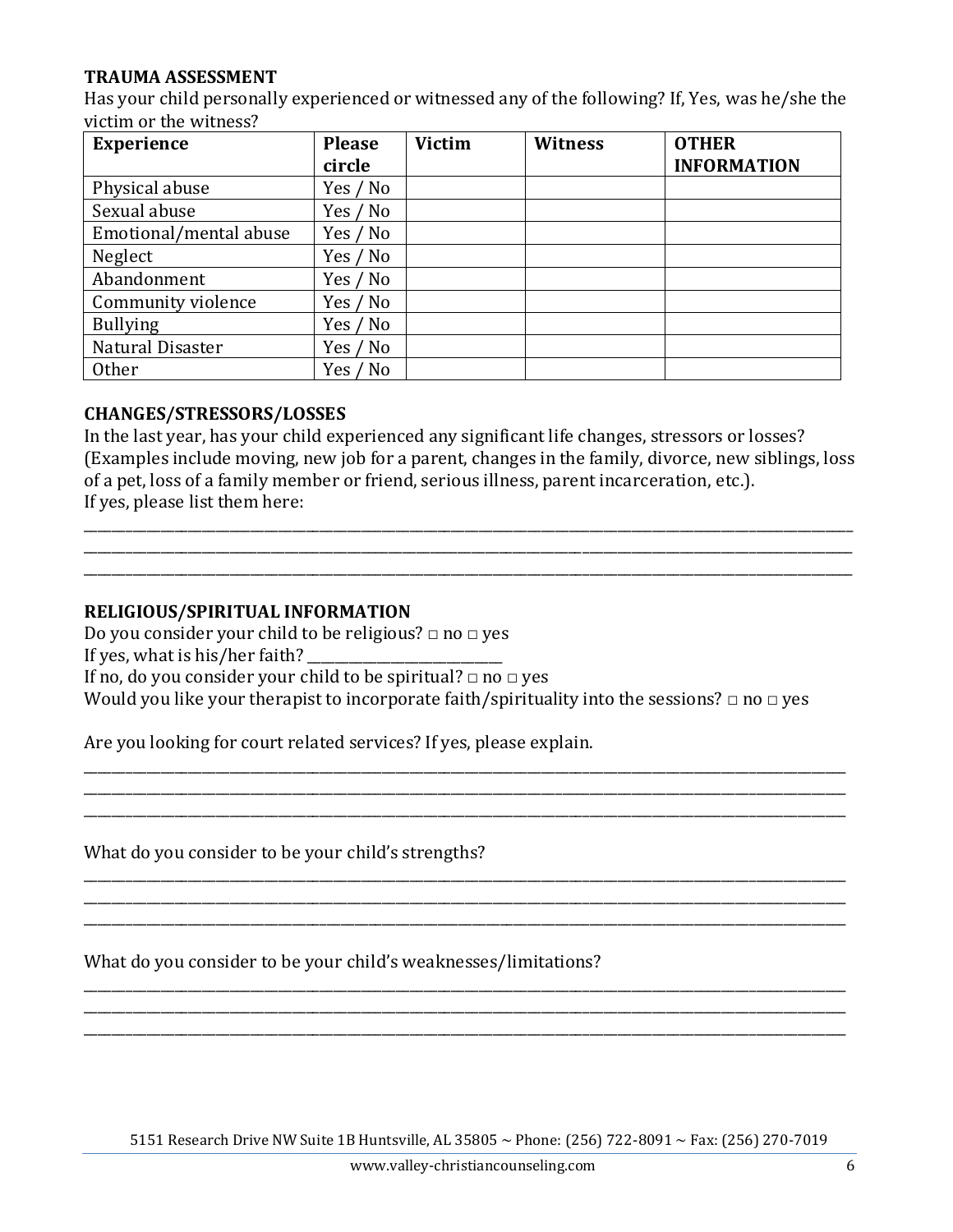**TRAUMA ASSESSMENT**

Has your child personally experienced or witnessed any of the following? If, Yes, was he/she the victim or the witness?

| Experience | Please circle | Victim | Witness | OTHER INFORMATION |
|---|---|---|---|---|
| Physical abuse | Yes / No | | | |
| Sexual abuse | Yes / No | | | |
| Emotional/mental abuse | Yes / No | | | |
| Neglect | Yes / No | | | |
| Abandonment | Yes / No | | | |
| Community violence | Yes / No | | | |
| Bullying | Yes / No | | | |
| Natural Disaster | Yes / No | | | |
| Other | Yes / No | | | |

**CHANGES/STRESSORS/LOSSES**

In the last year, has your child experienced any significant life changes, stressors or losses? (Examples include moving, new job for a parent, changes in the family, divorce, new siblings, loss of a pet, loss of a family member or friend, serious illness, parent incarceration, etc.).
If yes, please list them here:

______________________________________________________________________________
______________________________________________________________________________
______________________________________________________________________________

**RELIGIOUS/SPIRITUAL INFORMATION**

Do you consider your child to be religious? □ no □ yes
If yes, what is his/her faith? ___________________________
If no, do you consider your child to be spiritual? □ no □ yes
Would you like your therapist to incorporate faith/spirituality into the sessions? □ no □ yes

Are you looking for court related services? If yes, please explain.

______________________________________________________________________________
______________________________________________________________________________
______________________________________________________________________________

What do you consider to be your child's strengths?

______________________________________________________________________________
______________________________________________________________________________
______________________________________________________________________________

What do you consider to be your child's weaknesses/limitations?

______________________________________________________________________________
______________________________________________________________________________
______________________________________________________________________________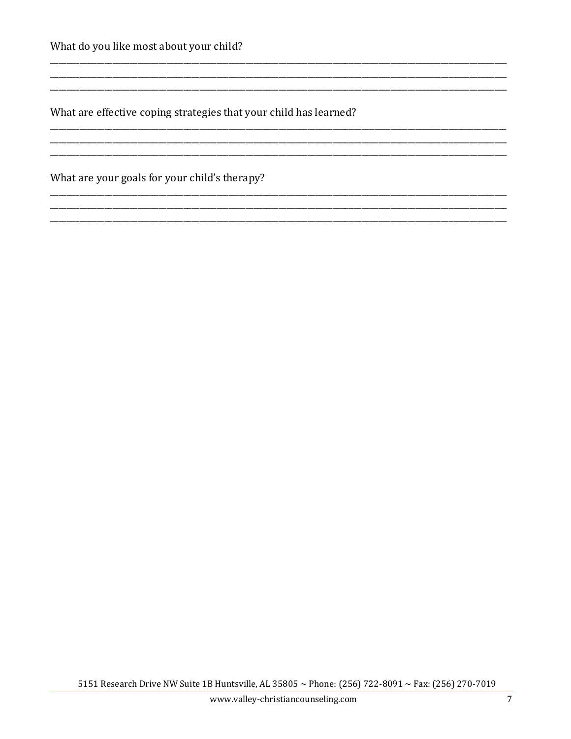What do you like most about your child?

____________________________________________________________________________________________
____________________________________________________________________________________________
____________________________________________________________________________________________

What are effective coping strategies that your child has learned?

____________________________________________________________________________________________
____________________________________________________________________________________________
____________________________________________________________________________________________

What are your goals for your child's therapy?

____________________________________________________________________________________________
____________________________________________________________________________________________
____________________________________________________________________________________________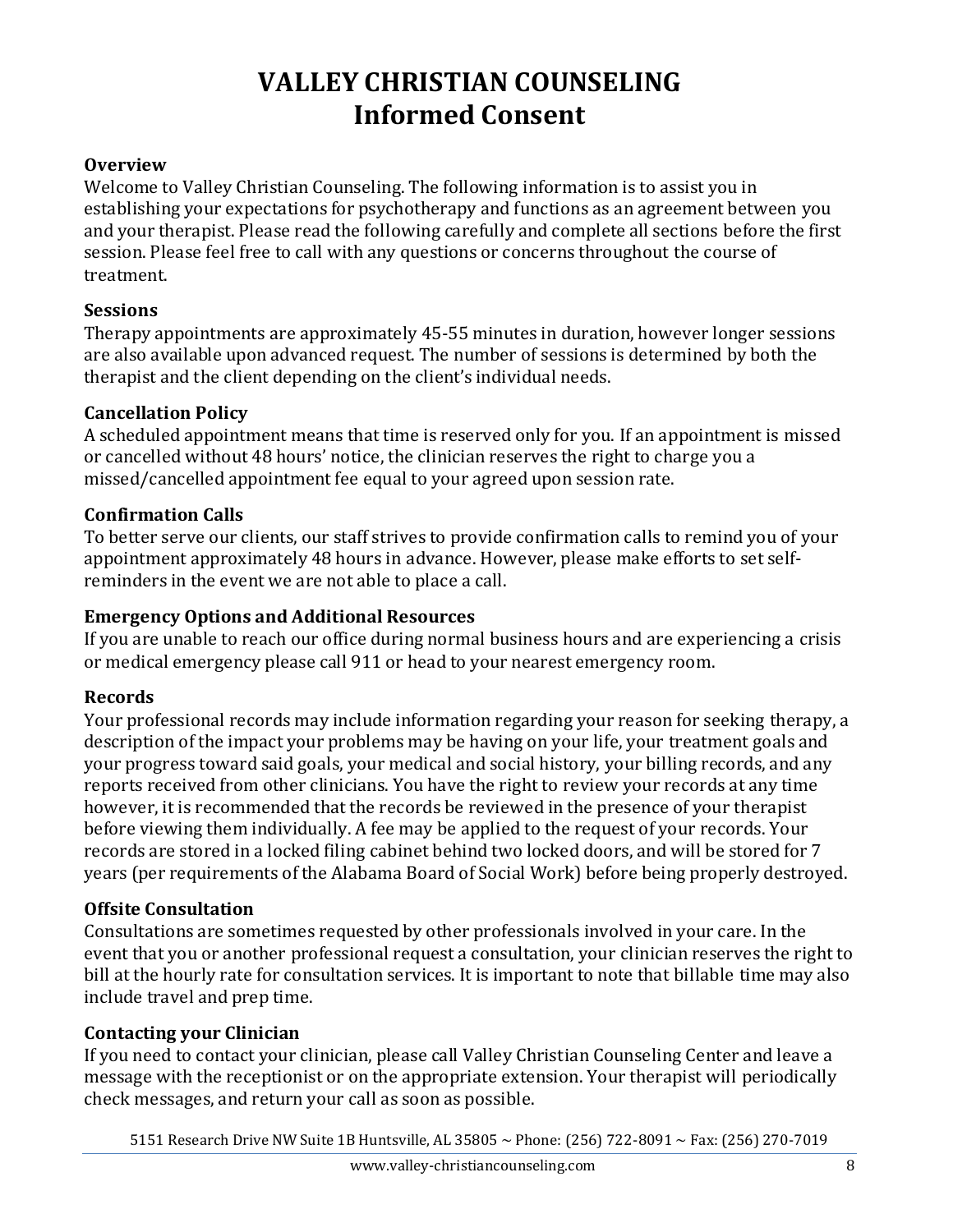# VALLEY CHRISTIAN COUNSELING
# Informed Consent

### Overview

Welcome to Valley Christian Counseling. The following information is to assist you in establishing your expectations for psychotherapy and functions as an agreement between you and your therapist. Please read the following carefully and complete all sections before the first session. Please feel free to call with any questions or concerns throughout the course of treatment.

### Sessions

Therapy appointments are approximately 45-55 minutes in duration, however longer sessions are also available upon advanced request. The number of sessions is determined by both the therapist and the client depending on the client's individual needs.

### Cancellation Policy

A scheduled appointment means that time is reserved only for you. If an appointment is missed or cancelled without 48 hours' notice, the clinician reserves the right to charge you a missed/cancelled appointment fee equal to your agreed upon session rate.

### Confirmation Calls

To better serve our clients, our staff strives to provide confirmation calls to remind you of your appointment approximately 48 hours in advance. However, please make efforts to set self-reminders in the event we are not able to place a call.

### Emergency Options and Additional Resources

If you are unable to reach our office during normal business hours and are experiencing a crisis or medical emergency please call 911 or head to your nearest emergency room.

### Records

Your professional records may include information regarding your reason for seeking therapy, a description of the impact your problems may be having on your life, your treatment goals and your progress toward said goals, your medical and social history, your billing records, and any reports received from other clinicians. You have the right to review your records at any time however, it is recommended that the records be reviewed in the presence of your therapist before viewing them individually. A fee may be applied to the request of your records. Your records are stored in a locked filing cabinet behind two locked doors, and will be stored for 7 years (per requirements of the Alabama Board of Social Work) before being properly destroyed.

### Offsite Consultation

Consultations are sometimes requested by other professionals involved in your care. In the event that you or another professional request a consultation, your clinician reserves the right to bill at the hourly rate for consultation services. It is important to note that billable time may also include travel and prep time.

### Contacting your Clinician

If you need to contact your clinician, please call Valley Christian Counseling Center and leave a message with the receptionist or on the appropriate extension. Your therapist will periodically check messages, and return your call as soon as possible.

5151 Research Drive NW Suite 1B Huntsville, AL 35805 ~ Phone: (256) 722-8091 ~ Fax: (256) 270-7019

www.valley-christiancounseling.com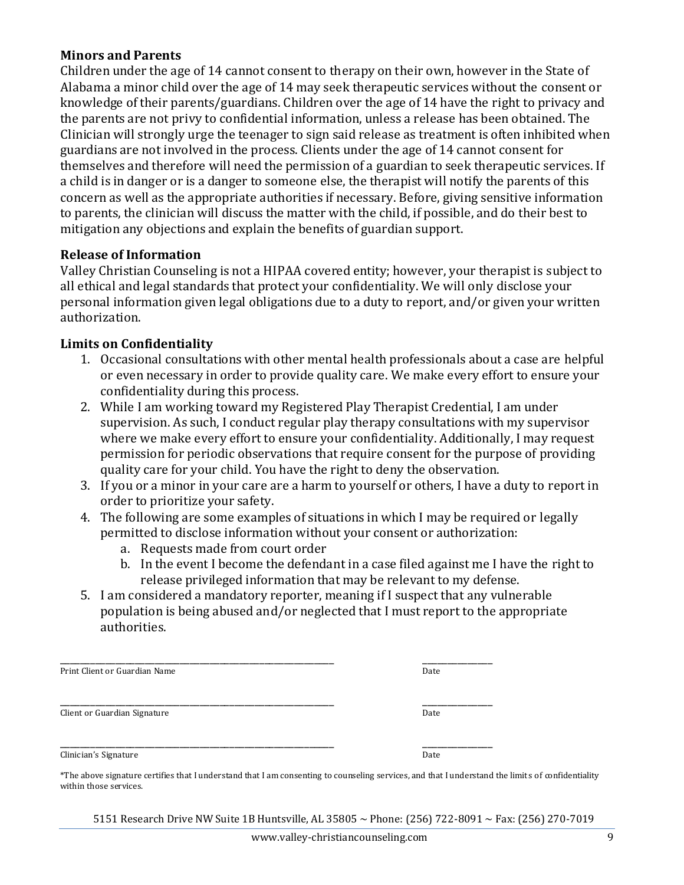### Minors and Parents

Children under the age of 14 cannot consent to therapy on their own, however in the State of Alabama a minor child over the age of 14 may seek therapeutic services without the consent or knowledge of their parents/guardians. Children over the age of 14 have the right to privacy and the parents are not privy to confidential information, unless a release has been obtained. The Clinician will strongly urge the teenager to sign said release as treatment is often inhibited when guardians are not involved in the process. Clients under the age of 14 cannot consent for themselves and therefore will need the permission of a guardian to seek therapeutic services. If a child is in danger or is a danger to someone else, the therapist will notify the parents of this concern as well as the appropriate authorities if necessary. Before, giving sensitive information to parents, the clinician will discuss the matter with the child, if possible, and do their best to mitigation any objections and explain the benefits of guardian support.

### Release of Information

Valley Christian Counseling is not a HIPAA covered entity; however, your therapist is subject to all ethical and legal standards that protect your confidentiality. We will only disclose your personal information given legal obligations due to a duty to report, and/or given your written authorization.

### Limits on Confidentiality

1. Occasional consultations with other mental health professionals about a case are helpful or even necessary in order to provide quality care. We make every effort to ensure your confidentiality during this process.
2. While I am working toward my Registered Play Therapist Credential, I am under supervision. As such, I conduct regular play therapy consultations with my supervisor where we make every effort to ensure your confidentiality. Additionally, I may request permission for periodic observations that require consent for the purpose of providing quality care for your child. You have the right to deny the observation.
3. If you or a minor in your care are a harm to yourself or others, I have a duty to report in order to prioritize your safety.
4. The following are some examples of situations in which I may be required or legally permitted to disclose information without your consent or authorization:
   a. Requests made from court order
   b. In the event I become the defendant in a case filed against me I have the right to release privileged information that may be relevant to my defense.
5. I am considered a mandatory reporter, meaning if I suspect that any vulnerable population is being abused and/or neglected that I must report to the appropriate authorities.

\_\_\_\_\_\_\_\_\_\_\_\_\_\_\_\_\_\_\_\_\_\_\_\_\_\_\_\_\_\_\_\_\_\_\_\_\_\_\_\_ \_\_\_\_\_\_\_\_\_\_\_\_\_\_\_
Print Client or Guardian Name Date

\_\_\_\_\_\_\_\_\_\_\_\_\_\_\_\_\_\_\_\_\_\_\_\_\_\_\_\_\_\_\_\_\_\_\_\_\_\_\_\_ \_\_\_\_\_\_\_\_\_\_\_\_\_\_\_
Client or Guardian Signature Date

\_\_\_\_\_\_\_\_\_\_\_\_\_\_\_\_\_\_\_\_\_\_\_\_\_\_\_\_\_\_\_\_\_\_\_\_\_\_\_\_ \_\_\_\_\_\_\_\_\_\_\_\_\_\_\_
Clinician's Signature Date

*The above signature certifies that I understand that I am consenting to counseling services, and that I understand the limits of confidentiality within those services.

5151 Research Drive NW Suite 1B Huntsville, AL 35805 ~ Phone: (256) 722-8091 ~ Fax: (256) 270-7019
www.valley-christiancounseling.com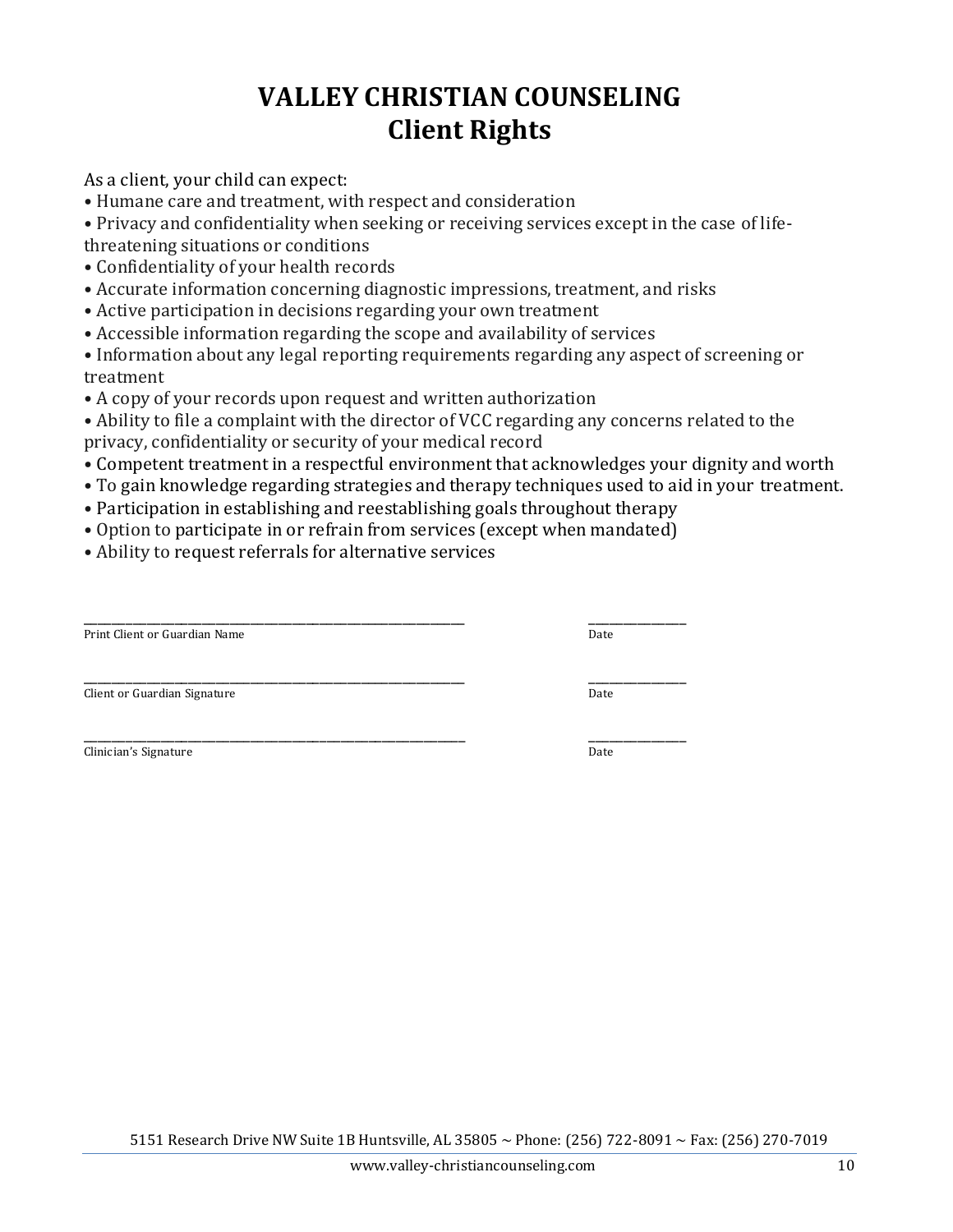# VALLEY CHRISTIAN COUNSELING
## Client Rights

As a client, your child can expect:

- Humane care and treatment, with respect and consideration
- Privacy and confidentiality when seeking or receiving services except in the case of life-threatening situations or conditions
- Confidentiality of your health records
- Accurate information concerning diagnostic impressions, treatment, and risks
- Active participation in decisions regarding your own treatment
- Accessible information regarding the scope and availability of services
- Information about any legal reporting requirements regarding any aspect of screening or treatment
- A copy of your records upon request and written authorization
- Ability to file a complaint with the director of VCC regarding any concerns related to the privacy, confidentiality or security of your medical record
- Competent treatment in a respectful environment that acknowledges your dignity and worth
- To gain knowledge regarding strategies and therapy techniques used to aid in your treatment.
- Participation in establishing and reestablishing goals throughout therapy
- Option to participate in or refrain from services (except when mandated)
- Ability to request referrals for alternative services

\_\_\_\_\_\_\_\_\_\_\_\_\_\_\_\_\_\_\_\_\_\_\_\_\_\_\_\_\_\_\_\_\_\_\_\_\_\_\_\_ \_\_\_\_\_\_\_\_\_\_\_\_\_\_\_
Print Client or Guardian Name Date

\_\_\_\_\_\_\_\_\_\_\_\_\_\_\_\_\_\_\_\_\_\_\_\_\_\_\_\_\_\_\_\_\_\_\_\_\_\_\_\_ \_\_\_\_\_\_\_\_\_\_\_\_\_\_\_
Client or Guardian Signature Date

\_\_\_\_\_\_\_\_\_\_\_\_\_\_\_\_\_\_\_\_\_\_\_\_\_\_\_\_\_\_\_\_\_\_\_\_\_\_\_\_ \_\_\_\_\_\_\_\_\_\_\_\_\_\_\_
Clinician's Signature Date

5151 Research Drive NW Suite 1B Huntsville, AL 35805 ~ Phone: (256) 722-8091 ~ Fax: (256) 270-7019

www.valley-christiancounseling.com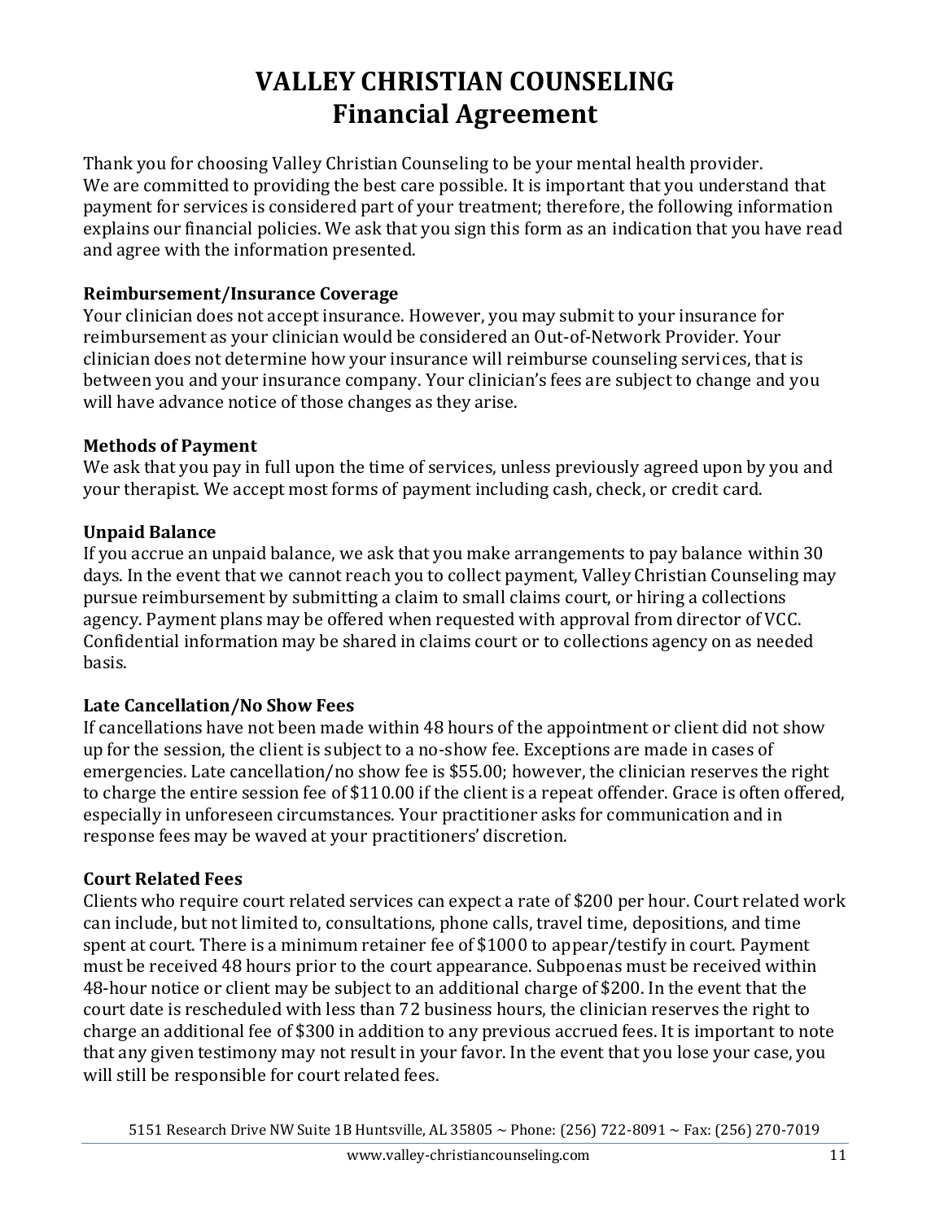# VALLEY CHRISTIAN COUNSELING
# Financial Agreement

Thank you for choosing Valley Christian Counseling to be your mental health provider. We are committed to providing the best care possible. It is important that you understand that payment for services is considered part of your treatment; therefore, the following information explains our financial policies. We ask that you sign this form as an indication that you have read and agree with the information presented.

**Reimbursement/Insurance Coverage**
Your clinician does not accept insurance. However, you may submit to your insurance for reimbursement as your clinician would be considered an Out-of-Network Provider. Your clinician does not determine how your insurance will reimburse counseling services, that is between you and your insurance company. Your clinician's fees are subject to change and you will have advance notice of those changes as they arise.

**Methods of Payment**
We ask that you pay in full upon the time of services, unless previously agreed upon by you and your therapist. We accept most forms of payment including cash, check, or credit card.

**Unpaid Balance**
If you accrue an unpaid balance, we ask that you make arrangements to pay balance within 30 days. In the event that we cannot reach you to collect payment, Valley Christian Counseling may pursue reimbursement by submitting a claim to small claims court, or hiring a collections agency. Payment plans may be offered when requested with approval from director of VCC. Confidential information may be shared in claims court or to collections agency on as needed basis.

**Late Cancellation/No Show Fees**
If cancellations have not been made within 48 hours of the appointment or client did not show up for the session, the client is subject to a no-show fee. Exceptions are made in cases of emergencies. Late cancellation/no show fee is $55.00; however, the clinician reserves the right to charge the entire session fee of $110.00 if the client is a repeat offender. Grace is often offered, especially in unforeseen circumstances. Your practitioner asks for communication and in response fees may be waved at your practitioners' discretion.

**Court Related Fees**
Clients who require court related services can expect a rate of $200 per hour. Court related work can include, but not limited to, consultations, phone calls, travel time, depositions, and time spent at court. There is a minimum retainer fee of $1000 to appear/testify in court. Payment must be received 48 hours prior to the court appearance. Subpoenas must be received within 48-hour notice or client may be subject to an additional charge of $200. In the event that the court date is rescheduled with less than 72 business hours, the clinician reserves the right to charge an additional fee of $300 in addition to any previous accrued fees. It is important to note that any given testimony may not result in your favor. In the event that you lose your case, you will still be responsible for court related fees.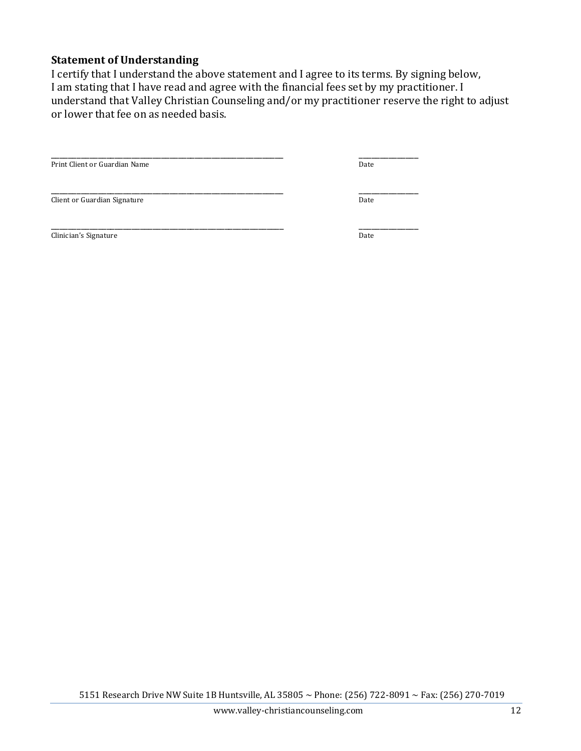**Statement of Understanding**

I certify that I understand the above statement and I agree to its terms. By signing below, I am stating that I have read and agree with the financial fees set by my practitioner. I understand that Valley Christian Counseling and/or my practitioner reserve the right to adjust or lower that fee on as needed basis.

\_\_\_\_\_\_\_\_\_\_\_\_\_\_\_\_\_\_\_\_\_\_\_\_\_\_\_\_\_\_\_\_\_\_\_\_\_\_\_\_\_\_\_\_\_\_\_\_\_\_\_\_\_\_ \_\_\_\_\_\_\_\_\_\_\_\_\_\_\_\_

Print Client or Guardian Name Date

\_\_\_\_\_\_\_\_\_\_\_\_\_\_\_\_\_\_\_\_\_\_\_\_\_\_\_\_\_\_\_\_\_\_\_\_\_\_\_\_\_\_\_\_\_\_\_\_\_\_\_\_\_\_ \_\_\_\_\_\_\_\_\_\_\_\_\_\_\_\_

Client or Guardian Signature Date

\_\_\_\_\_\_\_\_\_\_\_\_\_\_\_\_\_\_\_\_\_\_\_\_\_\_\_\_\_\_\_\_\_\_\_\_\_\_\_\_\_\_\_\_\_\_\_\_\_\_\_\_\_\_ \_\_\_\_\_\_\_\_\_\_\_\_\_\_\_\_

Clinician's Signature Date

5151 Research Drive NW Suite 1B Huntsville, AL 35805 ~ Phone: (256) 722-8091 ~ Fax: (256) 270-7019

www.valley-christiancounseling.com